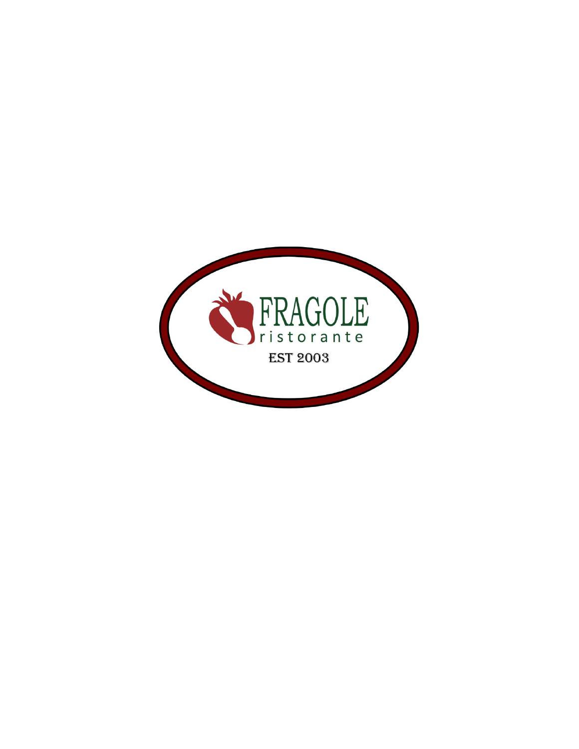# FRAGOLE

ristorante

EST 2003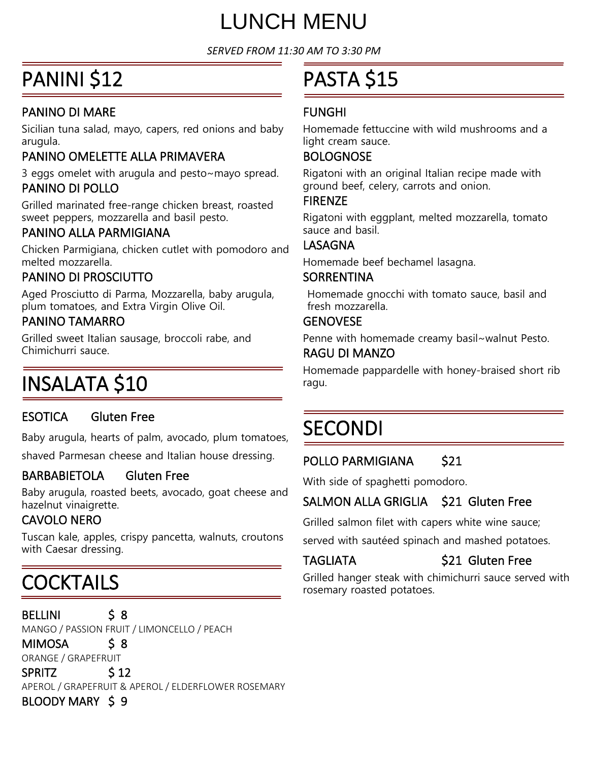# LUNCH MENU

*SERVED FROM 11:30 AM TO 3:30 PM*

## PANINI $12

### PANINO DI MARE

Sicilian tuna salad, mayo, capers, red onions and baby arugula.

### PANINO OMELETTE ALLA PRIMAVERA

3 eggs omelet with arugula and pesto~mayo spread.

### PANINO DI POLLO

Grilled marinated free-range chicken breast, roasted sweet peppers, mozzarella and basil pesto.

### PANINO ALLA PARMIGIANA

Chicken Parmigiana, chicken cutlet with pomodoro and melted mozzarella.

### PANINO DI PROSCIUTTO

Aged Prosciutto di Parma, Mozzarella, baby arugula, plum tomatoes, and Extra Virgin Olive Oil.

### PANINO TAMARRO

Grilled sweet Italian sausage, broccoli rabe, and Chimichurri sauce.

## INSALATA $10

### ESOTICA Gluten Free

Baby arugula, hearts of palm, avocado, plum tomatoes, shaved Parmesan cheese and Italian house dressing.

### BARBABIETOLA Gluten Free

Baby arugula, roasted beets, avocado, goat cheese and hazelnut vinaigrette.

### CAVOLO NERO

Tuscan kale, apples, crispy pancetta, walnuts, croutons with Caesar dressing.

## COCKTAILS

**BELLINI** $ 8

MANGO / PASSION FRUIT / LIMONCELLO / PEACH

**MIMOSA** $ 8

ORANGE / GRAPEFRUIT

**SPRITZ** $ 12

APEROL / GRAPEFRUIT & APEROL / ELDERFLOWER ROSEMARY

**BLOODY MARY** $ 9

## PASTA $15

### FUNGHI

Homemade fettuccine with wild mushrooms and a light cream sauce.

### BOLOGNOSE

Rigatoni with an original Italian recipe made with ground beef, celery, carrots and onion.

### FIRENZE

Rigatoni with eggplant, melted mozzarella, tomato sauce and basil.

### LASAGNA

Homemade beef bechamel lasagna.

### SORRENTINA

Homemade gnocchi with tomato sauce, basil and fresh mozzarella.

### GENOVESE

Penne with homemade creamy basil~walnut Pesto.

### RAGU DI MANZO

Homemade pappardelle with honey-braised short rib ragu.

## SECONDI

### POLLO PARMIGIANA $21

With side of spaghetti pomodoro.

### SALMON ALLA GRIGLIA $21 Gluten Free

Grilled salmon filet with capers white wine sauce; served with sautéed spinach and mashed potatoes.

### TAGLIATA $21 Gluten Free

Grilled hanger steak with chimichurri sauce served with rosemary roasted potatoes.